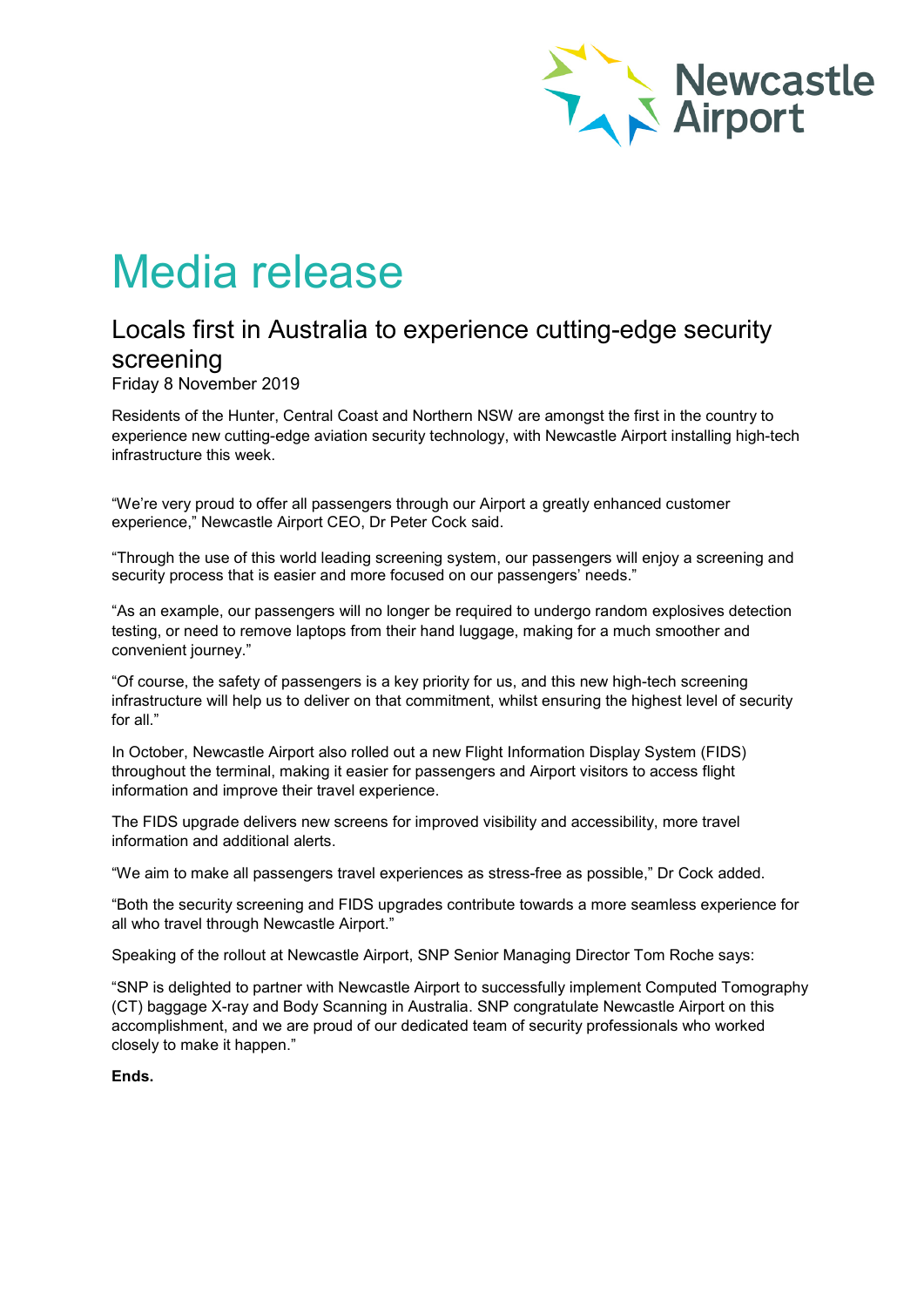Newcastle Airport

# Media release

## Locals first in Australia to experience cutting-edge security screening

Friday 8 November 2019

Residents of the Hunter, Central Coast and Northern NSW are amongst the first in the country to experience new cutting-edge aviation security technology, with Newcastle Airport installing high-tech infrastructure this week.

"We're very proud to offer all passengers through our Airport a greatly enhanced customer experience," Newcastle Airport CEO, Dr Peter Cock said.

"Through the use of this world leading screening system, our passengers will enjoy a screening and security process that is easier and more focused on our passengers' needs."

"As an example, our passengers will no longer be required to undergo random explosives detection testing, or need to remove laptops from their hand luggage, making for a much smoother and convenient journey."

"Of course, the safety of passengers is a key priority for us, and this new high-tech screening infrastructure will help us to deliver on that commitment, whilst ensuring the highest level of security for all."

In October, Newcastle Airport also rolled out a new Flight Information Display System (FIDS) throughout the terminal, making it easier for passengers and Airport visitors to access flight information and improve their travel experience.

The FIDS upgrade delivers new screens for improved visibility and accessibility, more travel information and additional alerts.

"We aim to make all passengers travel experiences as stress-free as possible," Dr Cock added.

"Both the security screening and FIDS upgrades contribute towards a more seamless experience for all who travel through Newcastle Airport."

Speaking of the rollout at Newcastle Airport, SNP Senior Managing Director Tom Roche says:

"SNP is delighted to partner with Newcastle Airport to successfully implement Computed Tomography (CT) baggage X-ray and Body Scanning in Australia. SNP congratulate Newcastle Airport on this accomplishment, and we are proud of our dedicated team of security professionals who worked closely to make it happen."

**Ends.**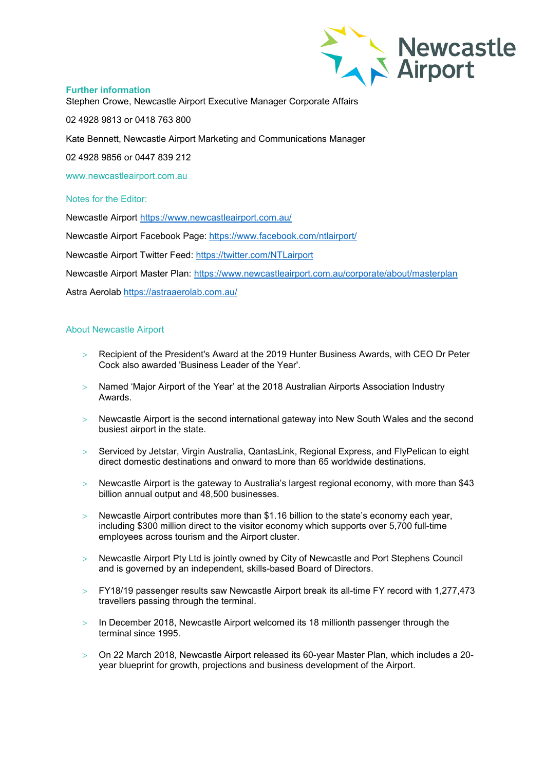**Further information**

Stephen Crowe, Newcastle Airport Executive Manager Corporate Affairs

02 4928 9813 or 0418 763 800

Kate Bennett, Newcastle Airport Marketing and Communications Manager

02 4928 9856 or 0447 839 212

www.newcastleairport.com.au

Notes for the Editor:

Newcastle Airport https://www.newcastleairport.com.au/

Newcastle Airport Facebook Page: https://www.facebook.com/ntlairport/

Newcastle Airport Twitter Feed: https://twitter.com/NTLairport

Newcastle Airport Master Plan: https://www.newcastleairport.com.au/corporate/about/masterplan

Astra Aerolab https://astraaerolab.com.au/

## About Newcastle Airport

- Recipient of the President's Award at the 2019 Hunter Business Awards, with CEO Dr Peter Cock also awarded 'Business Leader of the Year'.
- Named 'Major Airport of the Year' at the 2018 Australian Airports Association Industry Awards.
- Newcastle Airport is the second international gateway into New South Wales and the second busiest airport in the state.
- Serviced by Jetstar, Virgin Australia, QantasLink, Regional Express, and FlyPelican to eight direct domestic destinations and onward to more than 65 worldwide destinations.
- Newcastle Airport is the gateway to Australia's largest regional economy, with more than $43 billion annual output and 48,500 businesses.
- Newcastle Airport contributes more than $1.16 billion to the state's economy each year, including $300 million direct to the visitor economy which supports over 5,700 full-time employees across tourism and the Airport cluster.
- Newcastle Airport Pty Ltd is jointly owned by City of Newcastle and Port Stephens Council and is governed by an independent, skills-based Board of Directors.
- FY18/19 passenger results saw Newcastle Airport break its all-time FY record with 1,277,473 travellers passing through the terminal.
- In December 2018, Newcastle Airport welcomed its 18 millionth passenger through the terminal since 1995.
- On 22 March 2018, Newcastle Airport released its 60-year Master Plan, which includes a 20-year blueprint for growth, projections and business development of the Airport.